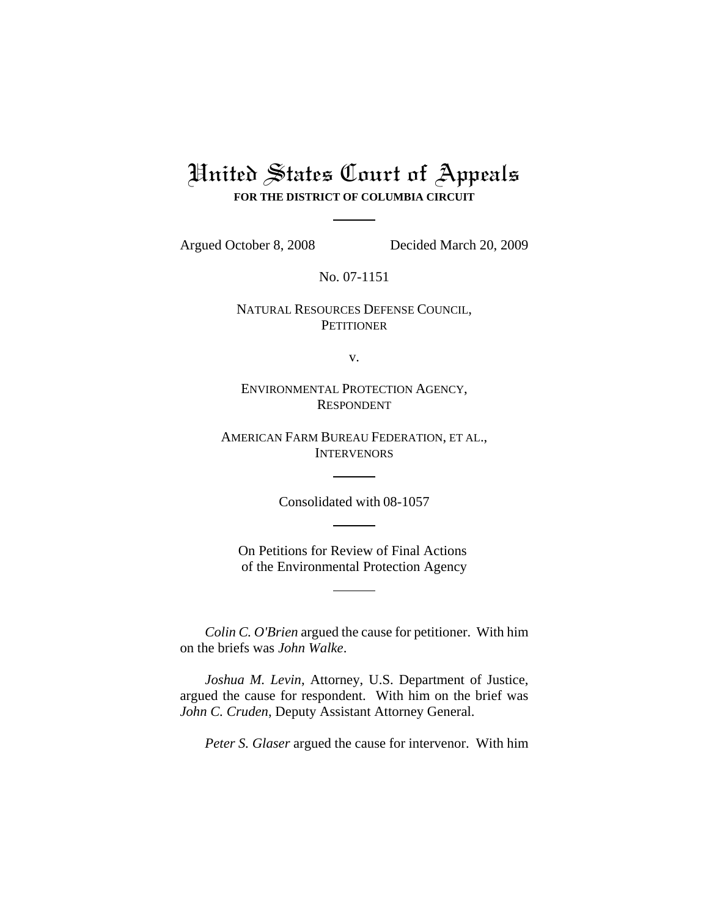# United States Court of Appeals

**FOR THE DISTRICT OF COLUMBIA CIRCUIT**

---

Argued October 8, 2008 Decided March 20, 2009

No. 07-1151

NATURAL RESOURCES DEFENSE COUNCIL,
PETITIONER

v.

ENVIRONMENTAL PROTECTION AGENCY,
RESPONDENT

AMERICAN FARM BUREAU FEDERATION, ET AL.,
INTERVENORS

---

Consolidated with 08-1057

---

On Petitions for Review of Final Actions
of the Environmental Protection Agency

---

*Colin C. O'Brien* argued the cause for petitioner. With him on the briefs was *John Walke*.

*Joshua M. Levin*, Attorney, U.S. Department of Justice, argued the cause for respondent. With him on the brief was *John C. Cruden*, Deputy Assistant Attorney General.

*Peter S. Glaser* argued the cause for intervenor. With him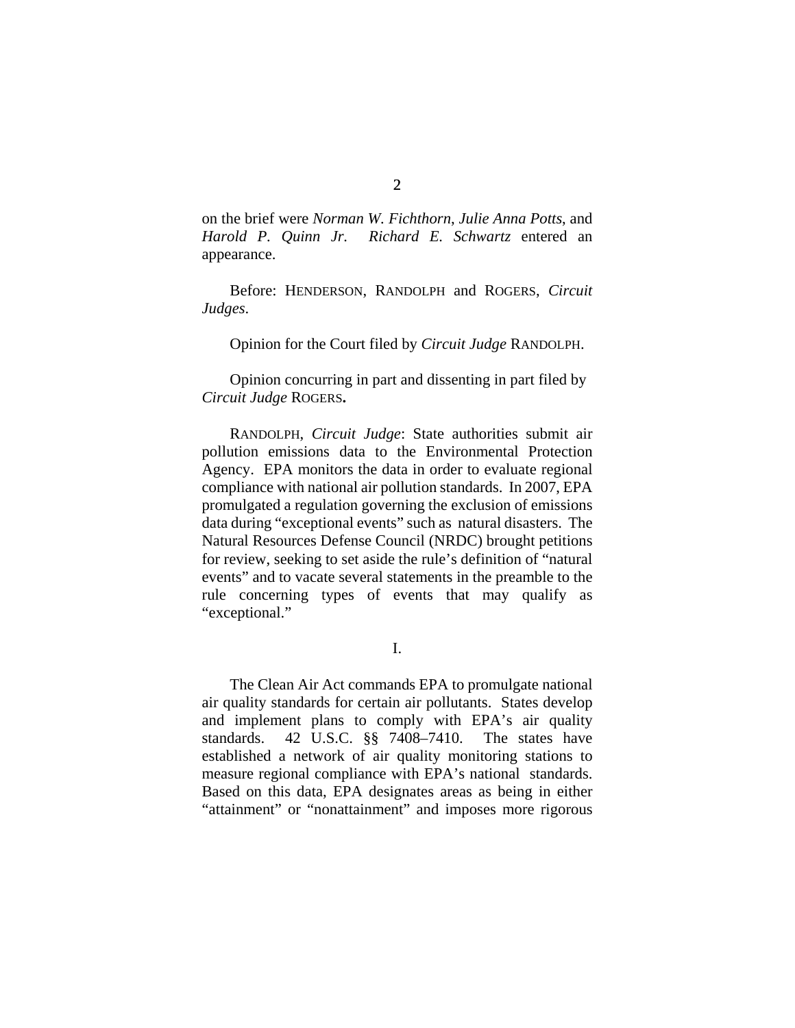on the brief were *Norman W. Fichthorn*, *Julie Anna Potts*, and *Harold P. Quinn Jr.* *Richard E. Schwartz* entered an appearance.

Before: HENDERSON, RANDOLPH and ROGERS, *Circuit Judges*.

Opinion for the Court filed by *Circuit Judge* RANDOLPH.

Opinion concurring in part and dissenting in part filed by *Circuit Judge* ROGERS**.**

RANDOLPH, *Circuit Judge*: State authorities submit air pollution emissions data to the Environmental Protection Agency. EPA monitors the data in order to evaluate regional compliance with national air pollution standards. In 2007, EPA promulgated a regulation governing the exclusion of emissions data during "exceptional events" such as natural disasters. The Natural Resources Defense Council (NRDC) brought petitions for review, seeking to set aside the rule's definition of "natural events" and to vacate several statements in the preamble to the rule concerning types of events that may qualify as "exceptional."

I.

The Clean Air Act commands EPA to promulgate national air quality standards for certain air pollutants. States develop and implement plans to comply with EPA's air quality standards. 42 U.S.C. §§ 7408–7410. The states have established a network of air quality monitoring stations to measure regional compliance with EPA's national standards. Based on this data, EPA designates areas as being in either "attainment" or "nonattainment" and imposes more rigorous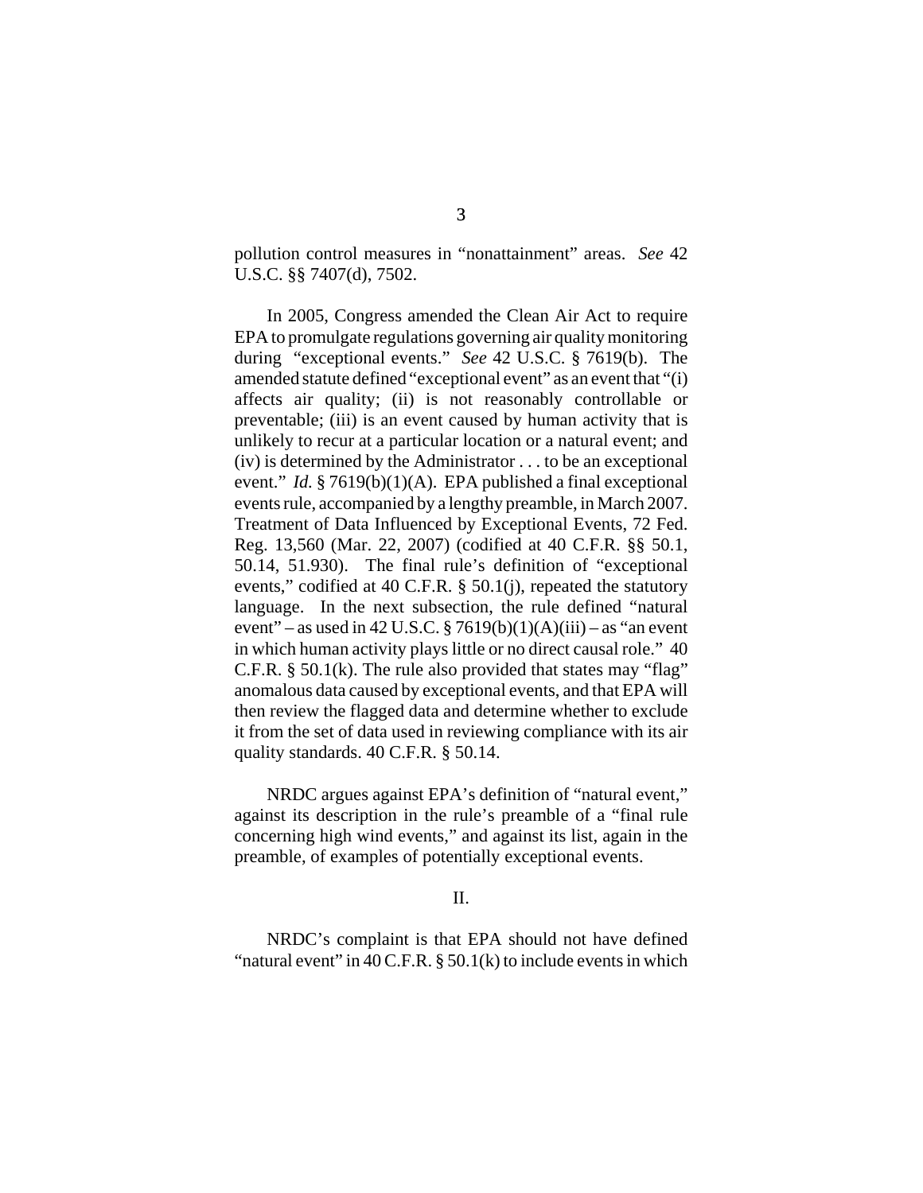pollution control measures in "nonattainment" areas. *See* 42 U.S.C. §§ 7407(d), 7502.

In 2005, Congress amended the Clean Air Act to require EPA to promulgate regulations governing air quality monitoring during "exceptional events." *See* 42 U.S.C. § 7619(b). The amended statute defined "exceptional event" as an event that "(i) affects air quality; (ii) is not reasonably controllable or preventable; (iii) is an event caused by human activity that is unlikely to recur at a particular location or a natural event; and (iv) is determined by the Administrator . . . to be an exceptional event." *Id.* § 7619(b)(1)(A). EPA published a final exceptional events rule, accompanied by a lengthy preamble, in March 2007. Treatment of Data Influenced by Exceptional Events, 72 Fed. Reg. 13,560 (Mar. 22, 2007) (codified at 40 C.F.R. §§ 50.1, 50.14, 51.930). The final rule's definition of "exceptional events," codified at 40 C.F.R. § 50.1(j), repeated the statutory language. In the next subsection, the rule defined "natural event" – as used in 42 U.S.C. § 7619(b)(1)(A)(iii) – as "an event in which human activity plays little or no direct causal role." 40 C.F.R. § 50.1(k). The rule also provided that states may "flag" anomalous data caused by exceptional events, and that EPA will then review the flagged data and determine whether to exclude it from the set of data used in reviewing compliance with its air quality standards. 40 C.F.R. § 50.14.

NRDC argues against EPA's definition of "natural event," against its description in the rule's preamble of a "final rule concerning high wind events," and against its list, again in the preamble, of examples of potentially exceptional events.

II.

NRDC's complaint is that EPA should not have defined "natural event" in 40 C.F.R. § 50.1(k) to include events in which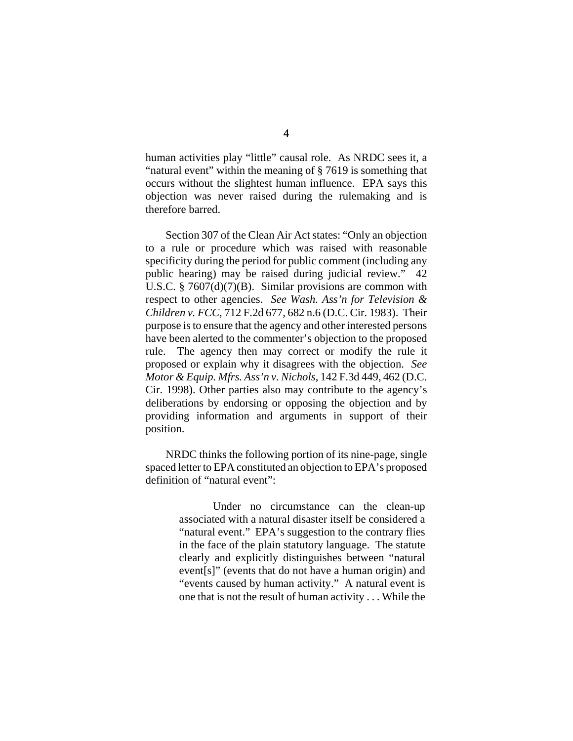human activities play "little" causal role. As NRDC sees it, a "natural event" within the meaning of § 7619 is something that occurs without the slightest human influence. EPA says this objection was never raised during the rulemaking and is therefore barred.

Section 307 of the Clean Air Act states: "Only an objection to a rule or procedure which was raised with reasonable specificity during the period for public comment (including any public hearing) may be raised during judicial review." 42 U.S.C. § 7607(d)(7)(B). Similar provisions are common with respect to other agencies. *See Wash. Ass'n for Television & Children v. FCC*, 712 F.2d 677, 682 n.6 (D.C. Cir. 1983). Their purpose is to ensure that the agency and other interested persons have been alerted to the commenter's objection to the proposed rule. The agency then may correct or modify the rule it proposed or explain why it disagrees with the objection. *See Motor & Equip. Mfrs. Ass'n v. Nichols*, 142 F.3d 449, 462 (D.C. Cir. 1998). Other parties also may contribute to the agency's deliberations by endorsing or opposing the objection and by providing information and arguments in support of their position.

NRDC thinks the following portion of its nine-page, single spaced letter to EPA constituted an objection to EPA's proposed definition of "natural event":

> Under no circumstance can the clean-up associated with a natural disaster itself be considered a "natural event." EPA's suggestion to the contrary flies in the face of the plain statutory language. The statute clearly and explicitly distinguishes between "natural event[s]" (events that do not have a human origin) and "events caused by human activity." A natural event is one that is not the result of human activity . . . While the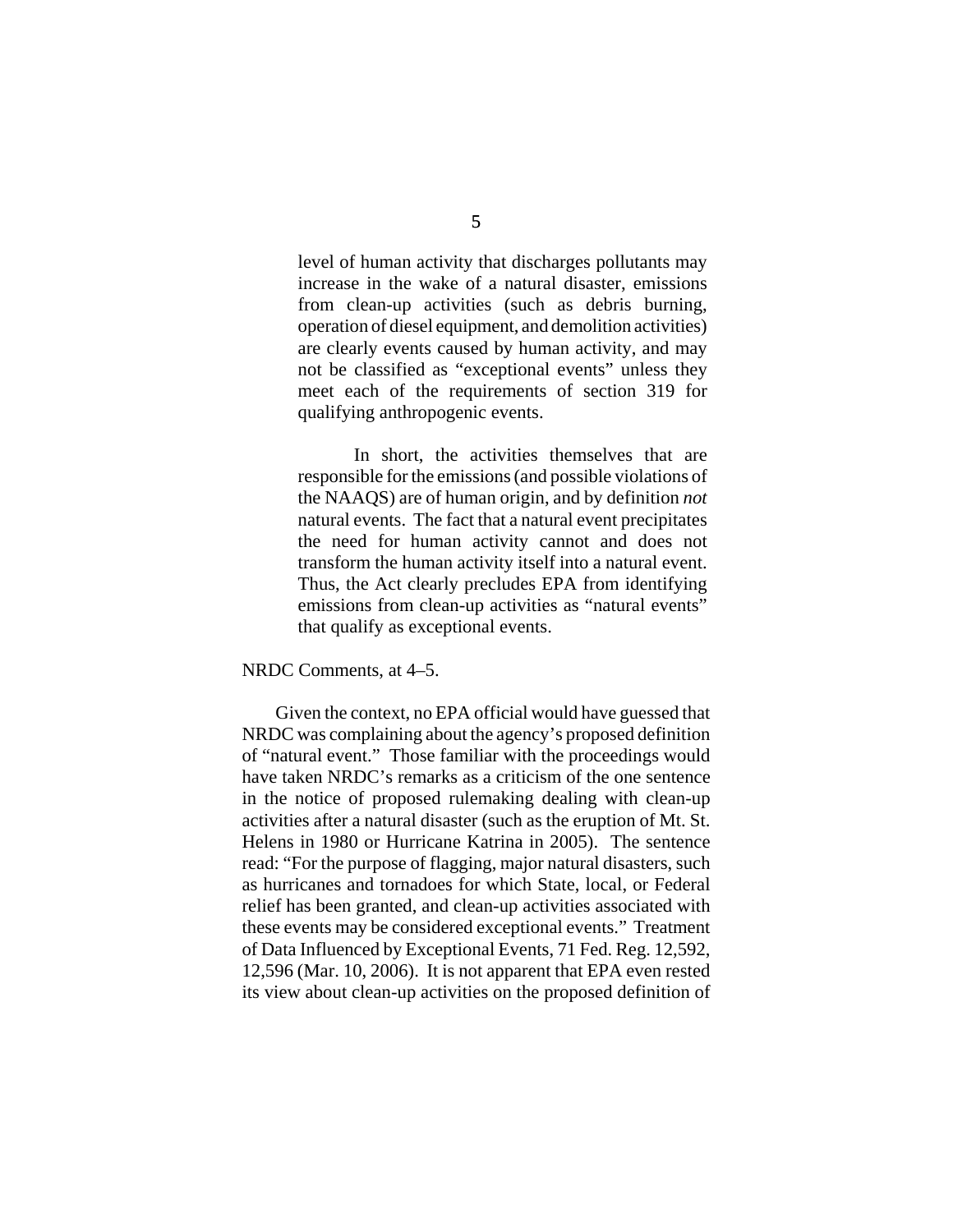> level of human activity that discharges pollutants may increase in the wake of a natural disaster, emissions from clean-up activities (such as debris burning, operation of diesel equipment, and demolition activities) are clearly events caused by human activity, and may not be classified as "exceptional events" unless they meet each of the requirements of section 319 for qualifying anthropogenic events.
>
> In short, the activities themselves that are responsible for the emissions (and possible violations of the NAAQS) are of human origin, and by definition *not* natural events. The fact that a natural event precipitates the need for human activity cannot and does not transform the human activity itself into a natural event. Thus, the Act clearly precludes EPA from identifying emissions from clean-up activities as "natural events" that qualify as exceptional events.

NRDC Comments, at 4–5.

Given the context, no EPA official would have guessed that NRDC was complaining about the agency's proposed definition of "natural event." Those familiar with the proceedings would have taken NRDC's remarks as a criticism of the one sentence in the notice of proposed rulemaking dealing with clean-up activities after a natural disaster (such as the eruption of Mt. St. Helens in 1980 or Hurricane Katrina in 2005). The sentence read: "For the purpose of flagging, major natural disasters, such as hurricanes and tornadoes for which State, local, or Federal relief has been granted, and clean-up activities associated with these events may be considered exceptional events." Treatment of Data Influenced by Exceptional Events, 71 Fed. Reg. 12,592, 12,596 (Mar. 10, 2006). It is not apparent that EPA even rested its view about clean-up activities on the proposed definition of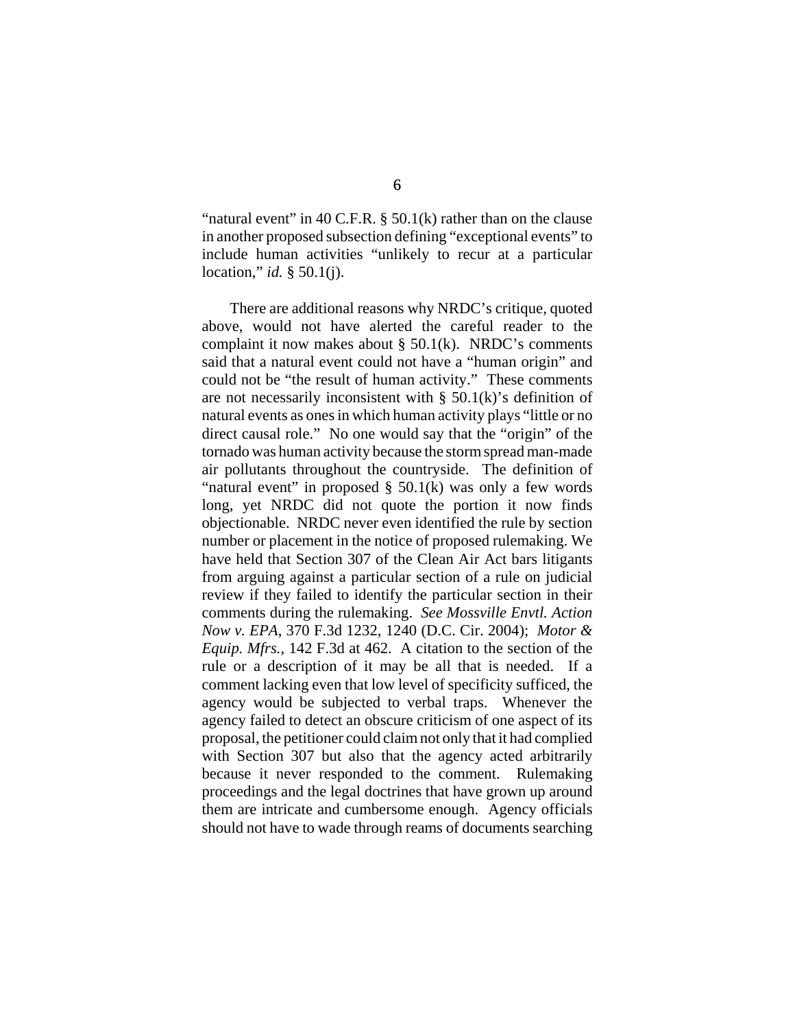"natural event" in 40 C.F.R. § 50.1(k) rather than on the clause in another proposed subsection defining "exceptional events" to include human activities "unlikely to recur at a particular location," *id.* § 50.1(j).

There are additional reasons why NRDC's critique, quoted above, would not have alerted the careful reader to the complaint it now makes about § 50.1(k). NRDC's comments said that a natural event could not have a "human origin" and could not be "the result of human activity." These comments are not necessarily inconsistent with § 50.1(k)'s definition of natural events as ones in which human activity plays "little or no direct causal role." No one would say that the "origin" of the tornado was human activity because the storm spread man-made air pollutants throughout the countryside. The definition of "natural event" in proposed § 50.1(k) was only a few words long, yet NRDC did not quote the portion it now finds objectionable. NRDC never even identified the rule by section number or placement in the notice of proposed rulemaking. We have held that Section 307 of the Clean Air Act bars litigants from arguing against a particular section of a rule on judicial review if they failed to identify the particular section in their comments during the rulemaking. *See Mossville Envtl. Action Now v. EPA*, 370 F.3d 1232, 1240 (D.C. Cir. 2004); *Motor & Equip. Mfrs.*, 142 F.3d at 462. A citation to the section of the rule or a description of it may be all that is needed. If a comment lacking even that low level of specificity sufficed, the agency would be subjected to verbal traps. Whenever the agency failed to detect an obscure criticism of one aspect of its proposal, the petitioner could claim not only that it had complied with Section 307 but also that the agency acted arbitrarily because it never responded to the comment. Rulemaking proceedings and the legal doctrines that have grown up around them are intricate and cumbersome enough. Agency officials should not have to wade through reams of documents searching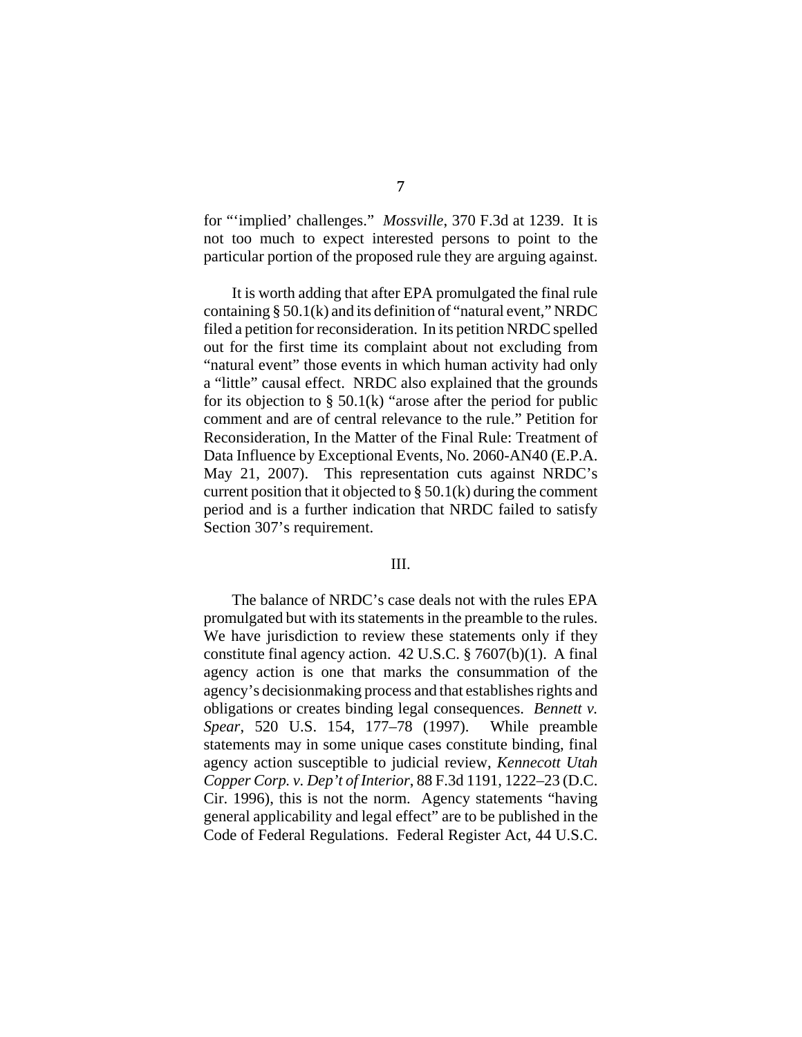for "'implied' challenges." *Mossville*, 370 F.3d at 1239. It is not too much to expect interested persons to point to the particular portion of the proposed rule they are arguing against.

It is worth adding that after EPA promulgated the final rule containing § 50.1(k) and its definition of "natural event," NRDC filed a petition for reconsideration. In its petition NRDC spelled out for the first time its complaint about not excluding from "natural event" those events in which human activity had only a "little" causal effect. NRDC also explained that the grounds for its objection to § 50.1(k) "arose after the period for public comment and are of central relevance to the rule." Petition for Reconsideration, In the Matter of the Final Rule: Treatment of Data Influence by Exceptional Events, No. 2060-AN40 (E.P.A. May 21, 2007). This representation cuts against NRDC's current position that it objected to § 50.1(k) during the comment period and is a further indication that NRDC failed to satisfy Section 307's requirement.

## III.

The balance of NRDC's case deals not with the rules EPA promulgated but with its statements in the preamble to the rules. We have jurisdiction to review these statements only if they constitute final agency action. 42 U.S.C. § 7607(b)(1). A final agency action is one that marks the consummation of the agency's decisionmaking process and that establishes rights and obligations or creates binding legal consequences. *Bennett v. Spear*, 520 U.S. 154, 177–78 (1997). While preamble statements may in some unique cases constitute binding, final agency action susceptible to judicial review, *Kennecott Utah Copper Corp. v. Dep't of Interior*, 88 F.3d 1191, 1222–23 (D.C. Cir. 1996), this is not the norm. Agency statements "having general applicability and legal effect" are to be published in the Code of Federal Regulations. Federal Register Act, 44 U.S.C.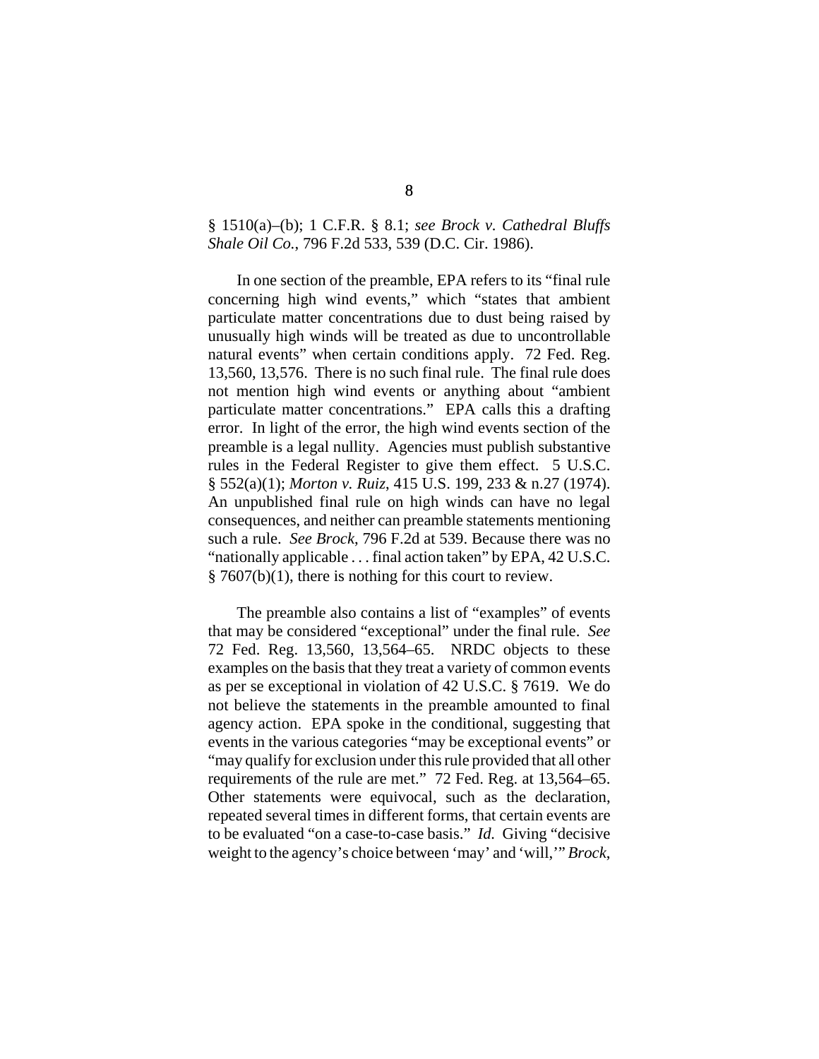§ 1510(a)–(b); 1 C.F.R. § 8.1; *see Brock v. Cathedral Bluffs Shale Oil Co.*, 796 F.2d 533, 539 (D.C. Cir. 1986).

In one section of the preamble, EPA refers to its "final rule concerning high wind events," which "states that ambient particulate matter concentrations due to dust being raised by unusually high winds will be treated as due to uncontrollable natural events" when certain conditions apply. 72 Fed. Reg. 13,560, 13,576. There is no such final rule. The final rule does not mention high wind events or anything about "ambient particulate matter concentrations." EPA calls this a drafting error. In light of the error, the high wind events section of the preamble is a legal nullity. Agencies must publish substantive rules in the Federal Register to give them effect. 5 U.S.C. § 552(a)(1); *Morton v. Ruiz*, 415 U.S. 199, 233 & n.27 (1974). An unpublished final rule on high winds can have no legal consequences, and neither can preamble statements mentioning such a rule. *See Brock*, 796 F.2d at 539. Because there was no "nationally applicable . . . final action taken" by EPA, 42 U.S.C. § 7607(b)(1), there is nothing for this court to review.

The preamble also contains a list of "examples" of events that may be considered "exceptional" under the final rule. *See* 72 Fed. Reg. 13,560, 13,564–65. NRDC objects to these examples on the basis that they treat a variety of common events as per se exceptional in violation of 42 U.S.C. § 7619. We do not believe the statements in the preamble amounted to final agency action. EPA spoke in the conditional, suggesting that events in the various categories "may be exceptional events" or "may qualify for exclusion under this rule provided that all other requirements of the rule are met." 72 Fed. Reg. at 13,564–65. Other statements were equivocal, such as the declaration, repeated several times in different forms, that certain events are to be evaluated "on a case-to-case basis." *Id.* Giving "decisive weight to the agency's choice between 'may' and 'will,'" *Brock*,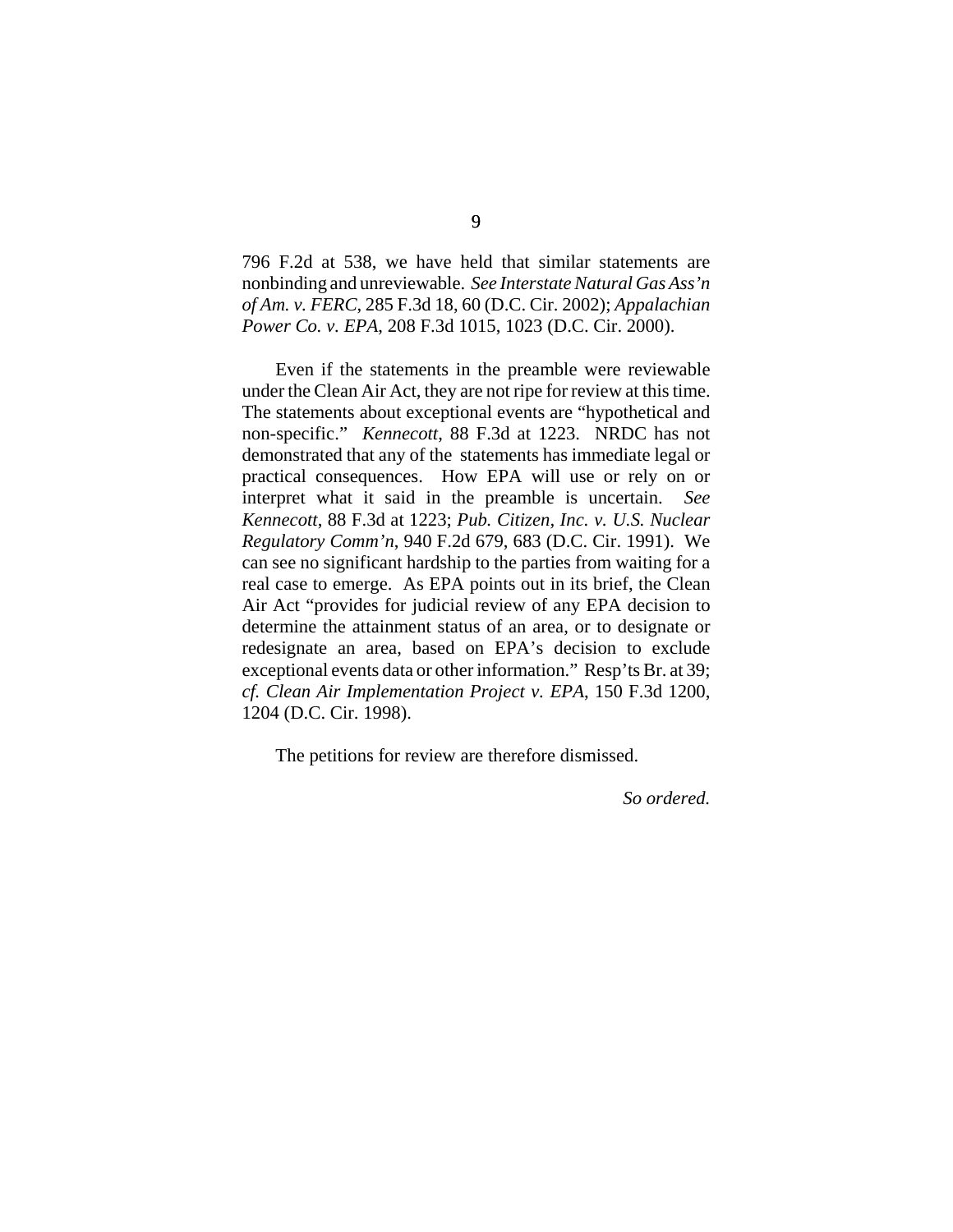796 F.2d at 538, we have held that similar statements are nonbinding and unreviewable. *See Interstate Natural Gas Ass'n of Am. v. FERC*, 285 F.3d 18, 60 (D.C. Cir. 2002); *Appalachian Power Co. v. EPA*, 208 F.3d 1015, 1023 (D.C. Cir. 2000).

Even if the statements in the preamble were reviewable under the Clean Air Act, they are not ripe for review at this time. The statements about exceptional events are "hypothetical and non-specific." *Kennecott*, 88 F.3d at 1223. NRDC has not demonstrated that any of the statements has immediate legal or practical consequences. How EPA will use or rely on or interpret what it said in the preamble is uncertain. *See Kennecott*, 88 F.3d at 1223; *Pub. Citizen, Inc. v. U.S. Nuclear Regulatory Comm'n*, 940 F.2d 679, 683 (D.C. Cir. 1991). We can see no significant hardship to the parties from waiting for a real case to emerge. As EPA points out in its brief, the Clean Air Act "provides for judicial review of any EPA decision to determine the attainment status of an area, or to designate or redesignate an area, based on EPA's decision to exclude exceptional events data or other information." Resp'ts Br. at 39; *cf. Clean Air Implementation Project v. EPA*, 150 F.3d 1200, 1204 (D.C. Cir. 1998).

The petitions for review are therefore dismissed.

*So ordered.*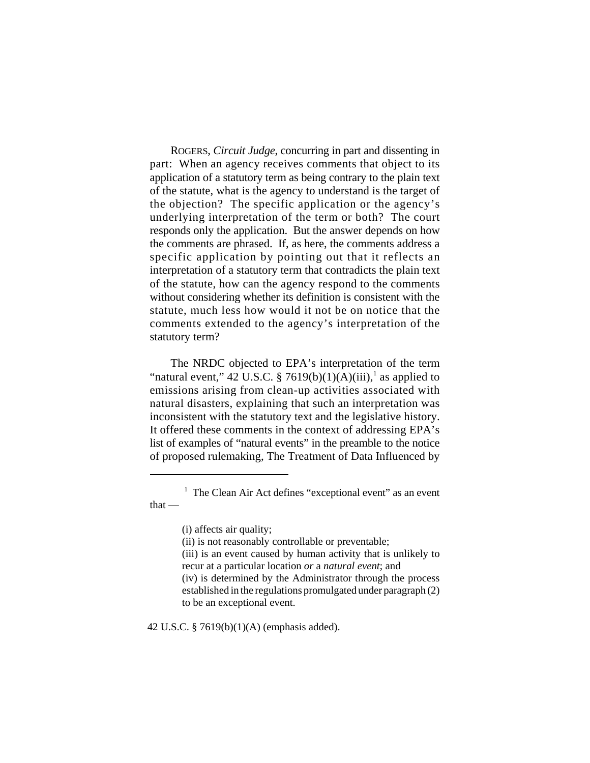ROGERS, *Circuit Judge*, concurring in part and dissenting in part: When an agency receives comments that object to its application of a statutory term as being contrary to the plain text of the statute, what is the agency to understand is the target of the objection? The specific application or the agency's underlying interpretation of the term or both? The court responds only the application. But the answer depends on how the comments are phrased. If, as here, the comments address a specific application by pointing out that it reflects an interpretation of a statutory term that contradicts the plain text of the statute, how can the agency respond to the comments without considering whether its definition is consistent with the statute, much less how would it not be on notice that the comments extended to the agency's interpretation of the statutory term?

The NRDC objected to EPA's interpretation of the term "natural event," 42 U.S.C. § 7619(b)(1)(A)(iii),[1] as applied to emissions arising from clean-up activities associated with natural disasters, explaining that such an interpretation was inconsistent with the statutory text and the legislative history. It offered these comments in the context of addressing EPA's list of examples of "natural events" in the preamble to the notice of proposed rulemaking, The Treatment of Data Influenced by

---

[1] The Clean Air Act defines "exceptional event" as an event that —

> (i) affects air quality;
> (ii) is not reasonably controllable or preventable;
> (iii) is an event caused by human activity that is unlikely to recur at a particular location *or* a *natural event*; and
> (iv) is determined by the Administrator through the process established in the regulations promulgated under paragraph (2) to be an exceptional event.

42 U.S.C. § 7619(b)(1)(A) (emphasis added).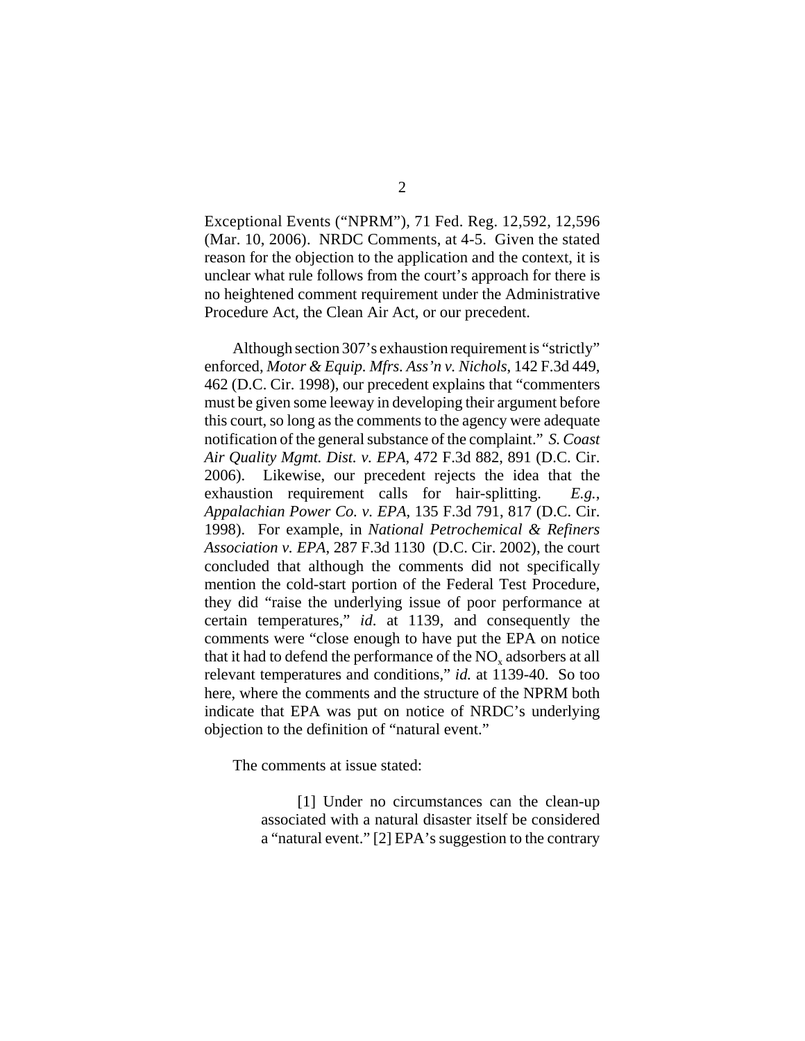Exceptional Events ("NPRM"), 71 Fed. Reg. 12,592, 12,596 (Mar. 10, 2006). NRDC Comments, at 4-5. Given the stated reason for the objection to the application and the context, it is unclear what rule follows from the court's approach for there is no heightened comment requirement under the Administrative Procedure Act, the Clean Air Act, or our precedent.

Although section 307's exhaustion requirement is "strictly" enforced, *Motor & Equip. Mfrs. Ass'n v. Nichols*, 142 F.3d 449, 462 (D.C. Cir. 1998), our precedent explains that "commenters must be given some leeway in developing their argument before this court, so long as the comments to the agency were adequate notification of the general substance of the complaint." *S. Coast Air Quality Mgmt. Dist. v. EPA*, 472 F.3d 882, 891 (D.C. Cir. 2006). Likewise, our precedent rejects the idea that the exhaustion requirement calls for hair-splitting. *E.g.*, *Appalachian Power Co. v. EPA*, 135 F.3d 791, 817 (D.C. Cir. 1998). For example, in *National Petrochemical & Refiners Association v. EPA*, 287 F.3d 1130 (D.C. Cir. 2002), the court concluded that although the comments did not specifically mention the cold-start portion of the Federal Test Procedure, they did "raise the underlying issue of poor performance at certain temperatures," *id.* at 1139, and consequently the comments were "close enough to have put the EPA on notice that it had to defend the performance of the $NO_x$ adsorbers at all relevant temperatures and conditions," *id.* at 1139-40. So too here, where the comments and the structure of the NPRM both indicate that EPA was put on notice of NRDC's underlying objection to the definition of "natural event."

The comments at issue stated:

> [1] Under no circumstances can the clean-up associated with a natural disaster itself be considered a "natural event." [2] EPA's suggestion to the contrary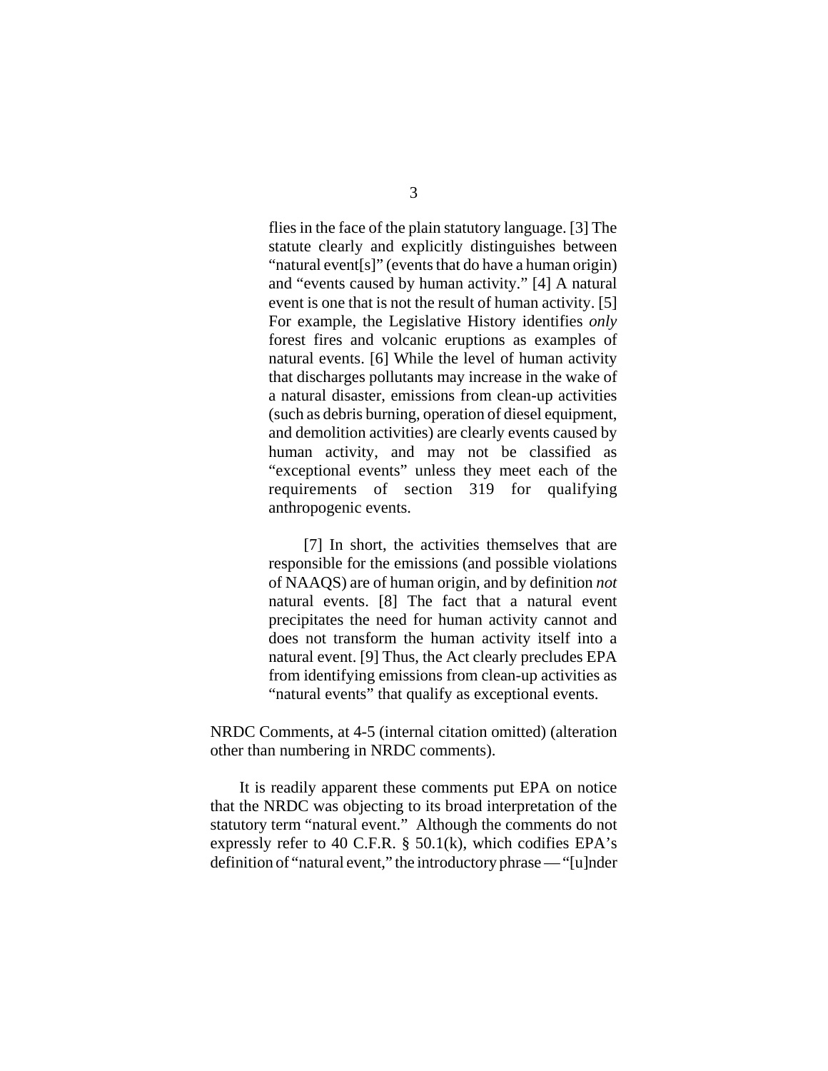> flies in the face of the plain statutory language. [3] The statute clearly and explicitly distinguishes between "natural event[s]" (events that do have a human origin) and "events caused by human activity." [4] A natural event is one that is not the result of human activity. [5] For example, the Legislative History identifies *only* forest fires and volcanic eruptions as examples of natural events. [6] While the level of human activity that discharges pollutants may increase in the wake of a natural disaster, emissions from clean-up activities (such as debris burning, operation of diesel equipment, and demolition activities) are clearly events caused by human activity, and may not be classified as "exceptional events" unless they meet each of the requirements of section 319 for qualifying anthropogenic events.
>
> [7] In short, the activities themselves that are responsible for the emissions (and possible violations of NAAQS) are of human origin, and by definition *not* natural events. [8] The fact that a natural event precipitates the need for human activity cannot and does not transform the human activity itself into a natural event. [9] Thus, the Act clearly precludes EPA from identifying emissions from clean-up activities as "natural events" that qualify as exceptional events.

NRDC Comments, at 4-5 (internal citation omitted) (alteration other than numbering in NRDC comments).

It is readily apparent these comments put EPA on notice that the NRDC was objecting to its broad interpretation of the statutory term "natural event." Although the comments do not expressly refer to 40 C.F.R. § 50.1(k), which codifies EPA's definition of "natural event," the introductory phrase — "[u]nder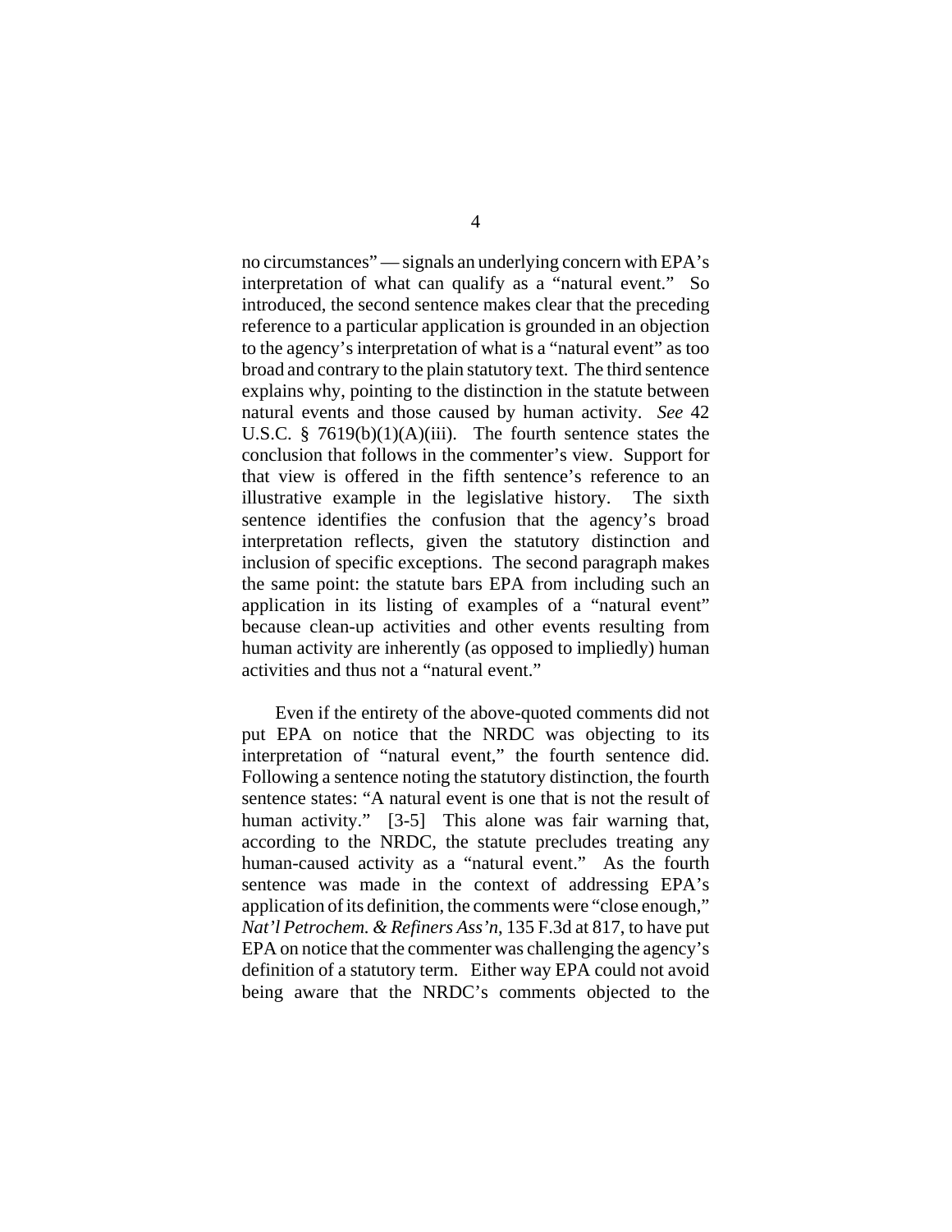no circumstances" — signals an underlying concern with EPA's interpretation of what can qualify as a "natural event." So introduced, the second sentence makes clear that the preceding reference to a particular application is grounded in an objection to the agency's interpretation of what is a "natural event" as too broad and contrary to the plain statutory text. The third sentence explains why, pointing to the distinction in the statute between natural events and those caused by human activity. *See* 42 U.S.C. § 7619(b)(1)(A)(iii). The fourth sentence states the conclusion that follows in the commenter's view. Support for that view is offered in the fifth sentence's reference to an illustrative example in the legislative history. The sixth sentence identifies the confusion that the agency's broad interpretation reflects, given the statutory distinction and inclusion of specific exceptions. The second paragraph makes the same point: the statute bars EPA from including such an application in its listing of examples of a "natural event" because clean-up activities and other events resulting from human activity are inherently (as opposed to impliedly) human activities and thus not a "natural event."

Even if the entirety of the above-quoted comments did not put EPA on notice that the NRDC was objecting to its interpretation of "natural event," the fourth sentence did. Following a sentence noting the statutory distinction, the fourth sentence states: "A natural event is one that is not the result of human activity." [3-5] This alone was fair warning that, according to the NRDC, the statute precludes treating any human-caused activity as a "natural event." As the fourth sentence was made in the context of addressing EPA's application of its definition, the comments were "close enough," *Nat'l Petrochem. & Refiners Ass'n*, 135 F.3d at 817, to have put EPA on notice that the commenter was challenging the agency's definition of a statutory term. Either way EPA could not avoid being aware that the NRDC's comments objected to the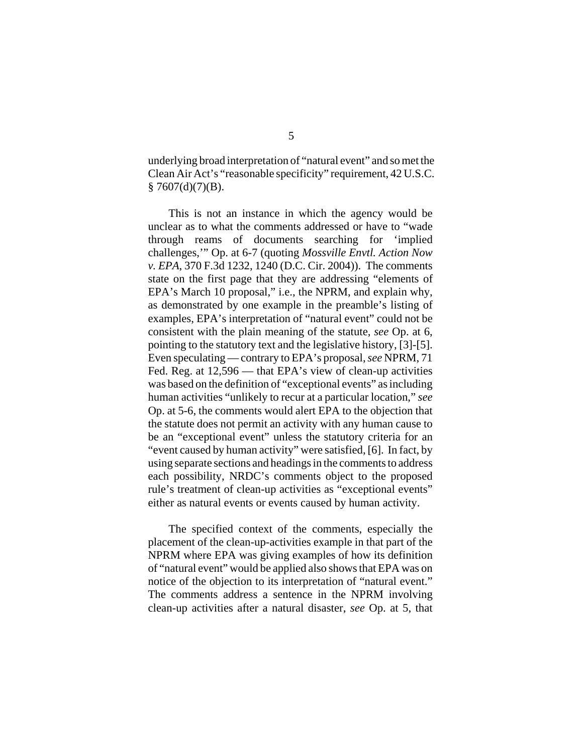underlying broad interpretation of "natural event" and so met the Clean Air Act's "reasonable specificity" requirement, 42 U.S.C. § 7607(d)(7)(B).

This is not an instance in which the agency would be unclear as to what the comments addressed or have to "wade through reams of documents searching for 'implied challenges,'" Op. at 6-7 (quoting *Mossville Envtl. Action Now v. EPA*, 370 F.3d 1232, 1240 (D.C. Cir. 2004)). The comments state on the first page that they are addressing "elements of EPA's March 10 proposal," i.e., the NPRM, and explain why, as demonstrated by one example in the preamble's listing of examples, EPA's interpretation of "natural event" could not be consistent with the plain meaning of the statute, *see* Op. at 6, pointing to the statutory text and the legislative history, [3]-[5]. Even speculating — contrary to EPA's proposal, *see* NPRM, 71 Fed. Reg. at 12,596 — that EPA's view of clean-up activities was based on the definition of "exceptional events" as including human activities "unlikely to recur at a particular location," *see* Op. at 5-6, the comments would alert EPA to the objection that the statute does not permit an activity with any human cause to be an "exceptional event" unless the statutory criteria for an "event caused by human activity" were satisfied, [6]. In fact, by using separate sections and headings in the comments to address each possibility, NRDC's comments object to the proposed rule's treatment of clean-up activities as "exceptional events" either as natural events or events caused by human activity.

The specified context of the comments, especially the placement of the clean-up-activities example in that part of the NPRM where EPA was giving examples of how its definition of "natural event" would be applied also shows that EPA was on notice of the objection to its interpretation of "natural event." The comments address a sentence in the NPRM involving clean-up activities after a natural disaster, *see* Op. at 5, that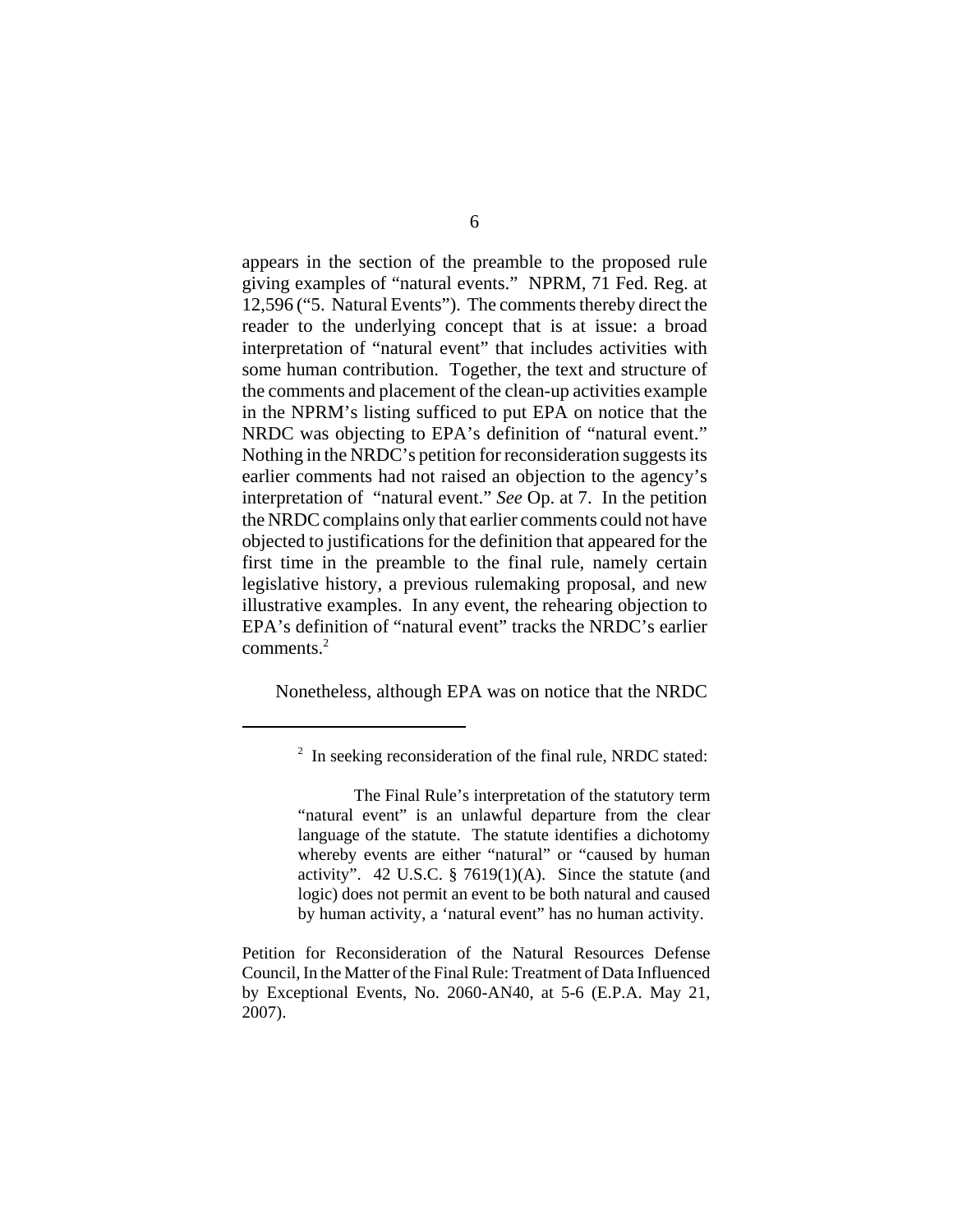appears in the section of the preamble to the proposed rule giving examples of "natural events." NPRM, 71 Fed. Reg. at 12,596 ("5. Natural Events"). The comments thereby direct the reader to the underlying concept that is at issue: a broad interpretation of "natural event" that includes activities with some human contribution. Together, the text and structure of the comments and placement of the clean-up activities example in the NPRM's listing sufficed to put EPA on notice that the NRDC was objecting to EPA's definition of "natural event." Nothing in the NRDC's petition for reconsideration suggests its earlier comments had not raised an objection to the agency's interpretation of "natural event." *See* Op. at 7. In the petition the NRDC complains only that earlier comments could not have objected to justifications for the definition that appeared for the first time in the preamble to the final rule, namely certain legislative history, a previous rulemaking proposal, and new illustrative examples. In any event, the rehearing objection to EPA's definition of "natural event" tracks the NRDC's earlier comments.[2]

Nonetheless, although EPA was on notice that the NRDC

---

[2] In seeking reconsideration of the final rule, NRDC stated:

> The Final Rule's interpretation of the statutory term "natural event" is an unlawful departure from the clear language of the statute. The statute identifies a dichotomy whereby events are either "natural" or "caused by human activity". 42 U.S.C. § 7619(1)(A). Since the statute (and logic) does not permit an event to be both natural and caused by human activity, a 'natural event" has no human activity.

Petition for Reconsideration of the Natural Resources Defense Council, In the Matter of the Final Rule: Treatment of Data Influenced by Exceptional Events, No. 2060-AN40, at 5-6 (E.P.A. May 21, 2007).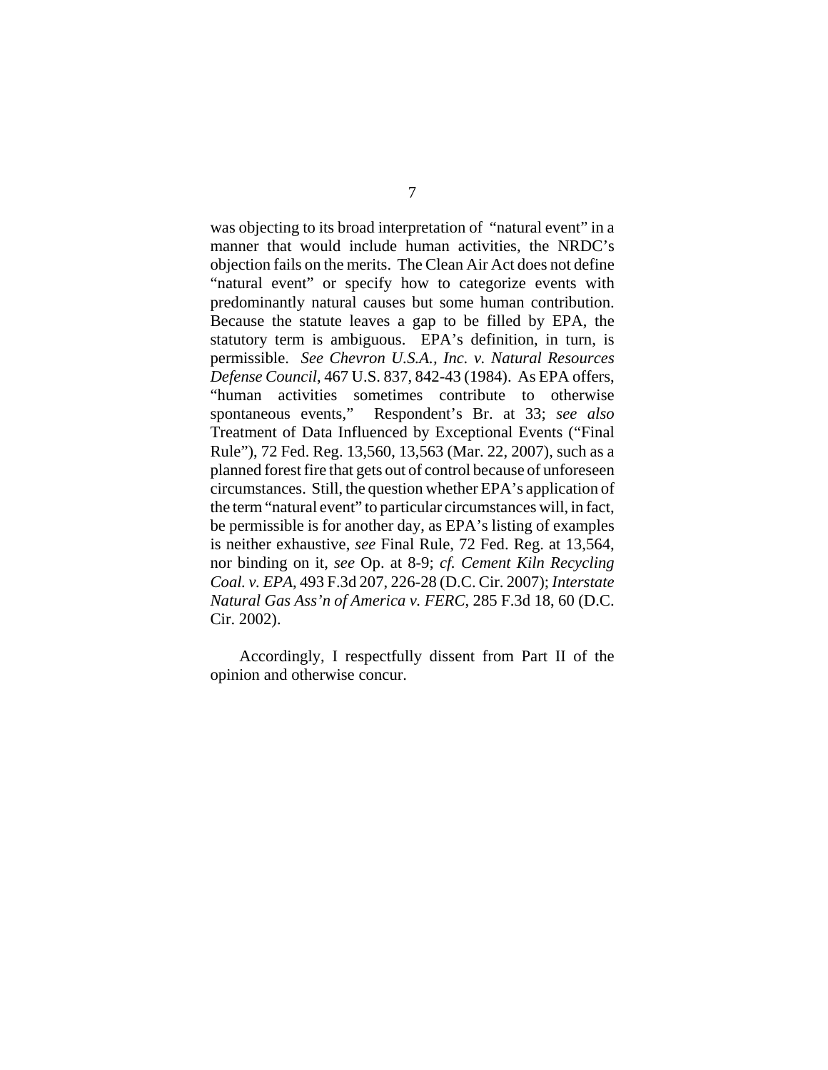was objecting to its broad interpretation of "natural event" in a manner that would include human activities, the NRDC's objection fails on the merits. The Clean Air Act does not define "natural event" or specify how to categorize events with predominantly natural causes but some human contribution. Because the statute leaves a gap to be filled by EPA, the statutory term is ambiguous. EPA's definition, in turn, is permissible. *See Chevron U.S.A., Inc. v. Natural Resources Defense Council*, 467 U.S. 837, 842-43 (1984). As EPA offers, "human activities sometimes contribute to otherwise spontaneous events," Respondent's Br. at 33; *see also* Treatment of Data Influenced by Exceptional Events ("Final Rule"), 72 Fed. Reg. 13,560, 13,563 (Mar. 22, 2007), such as a planned forest fire that gets out of control because of unforeseen circumstances. Still, the question whether EPA's application of the term "natural event" to particular circumstances will, in fact, be permissible is for another day, as EPA's listing of examples is neither exhaustive, *see* Final Rule, 72 Fed. Reg. at 13,564, nor binding on it, *see* Op. at 8-9; *cf. Cement Kiln Recycling Coal. v. EPA*, 493 F.3d 207, 226-28 (D.C. Cir. 2007); *Interstate Natural Gas Ass'n of America v. FERC*, 285 F.3d 18, 60 (D.C. Cir. 2002).

Accordingly, I respectfully dissent from Part II of the opinion and otherwise concur.